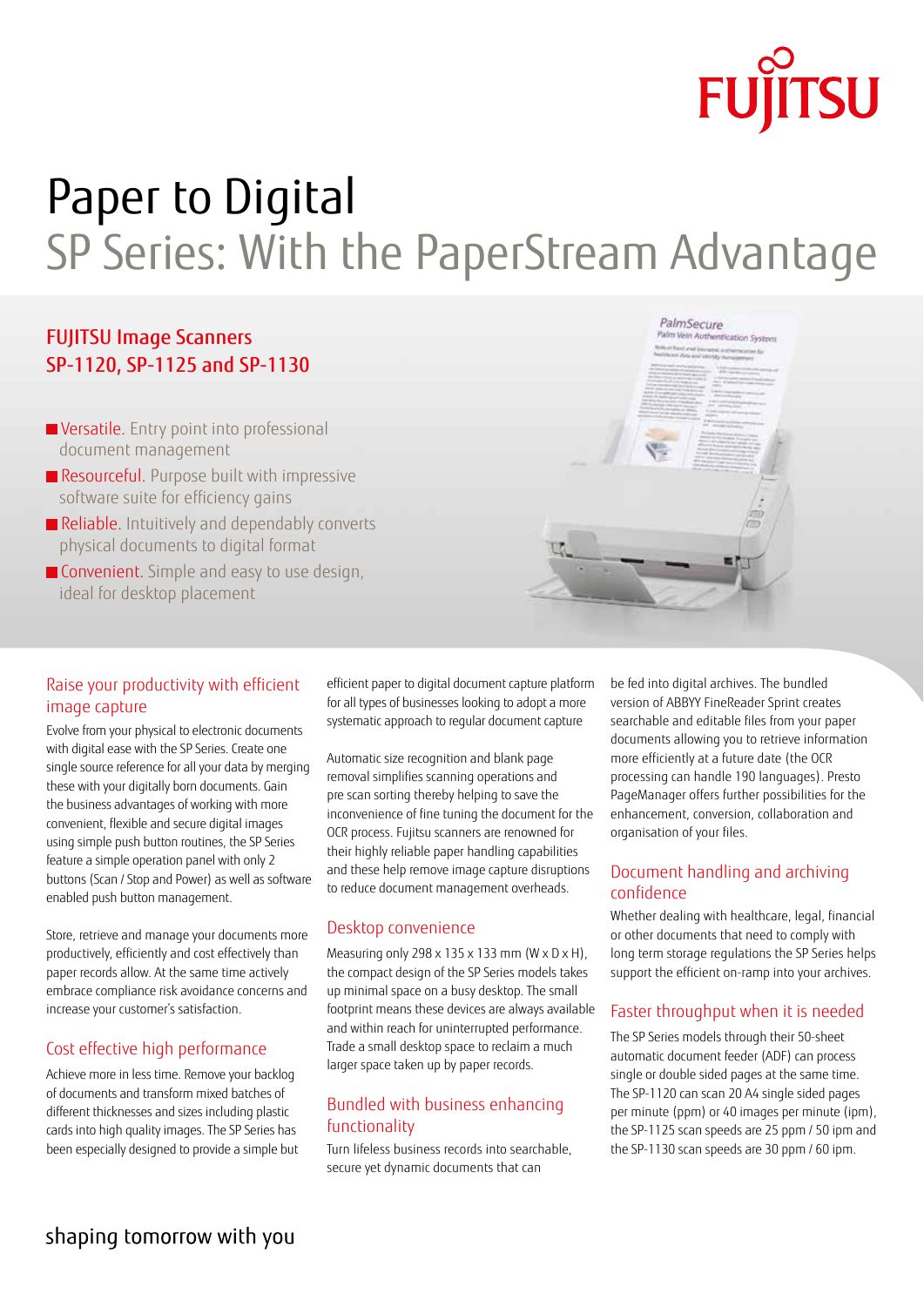# Paper to Digital

## SP Series: With the PaperStream Advantage

### FUJITSU Image Scanners SP-1120, SP-1125 and SP-1130

- **Versatile.** Entry point into professional document management
- **Resourceful.** Purpose built with impressive software suite for efficiency gains
- **Reliable.** Intuitively and dependably converts physical documents to digital format
- **Convenient.** Simple and easy to use design, ideal for desktop placement

### Raise your productivity with efficient image capture

Evolve from your physical to electronic documents with digital ease with the SP Series. Create one single source reference for all your data by merging these with your digitally born documents. Gain the business advantages of working with more convenient, flexible and secure digital images using simple push button routines, the SP Series feature a simple operation panel with only 2 buttons (Scan / Stop and Power) as well as software enabled push button management.

Store, retrieve and manage your documents more productively, efficiently and cost effectively than paper records allow. At the same time actively embrace compliance risk avoidance concerns and increase your customer's satisfaction.

### Cost effective high performance

Achieve more in less time. Remove your backlog of documents and transform mixed batches of different thicknesses and sizes including plastic cards into high quality images. The SP Series has been especially designed to provide a simple but efficient paper to digital document capture platform for all types of businesses looking to adopt a more systematic approach to regular document capture

Automatic size recognition and blank page removal simplifies scanning operations and pre scan sorting thereby helping to save the inconvenience of fine tuning the document for the OCR process. Fujitsu scanners are renowned for their highly reliable paper handling capabilities and these help remove image capture disruptions to reduce document management overheads.

### Desktop convenience

Measuring only 298 x 135 x 133 mm (W x D x H), the compact design of the SP Series models takes up minimal space on a busy desktop. The small footprint means these devices are always available and within reach for uninterrupted performance. Trade a small desktop space to reclaim a much larger space taken up by paper records.

### Bundled with business enhancing functionality

Turn lifeless business records into searchable, secure yet dynamic documents that can be fed into digital archives. The bundled version of ABBYY FineReader Sprint creates searchable and editable files from your paper documents allowing you to retrieve information more efficiently at a future date (the OCR processing can handle 190 languages). Presto PageManager offers further possibilities for the enhancement, conversion, collaboration and organisation of your files.

### Document handling and archiving confidence

Whether dealing with healthcare, legal, financial or other documents that need to comply with long term storage regulations the SP Series helps support the efficient on-ramp into your archives.

### Faster throughput when it is needed

The SP Series models through their 50-sheet automatic document feeder (ADF) can process single or double sided pages at the same time. The SP-1120 can scan 20 A4 single sided pages per minute (ppm) or 40 images per minute (ipm), the SP-1125 scan speeds are 25 ppm / 50 ipm and the SP-1130 scan speeds are 30 ppm / 60 ipm.

shaping tomorrow with you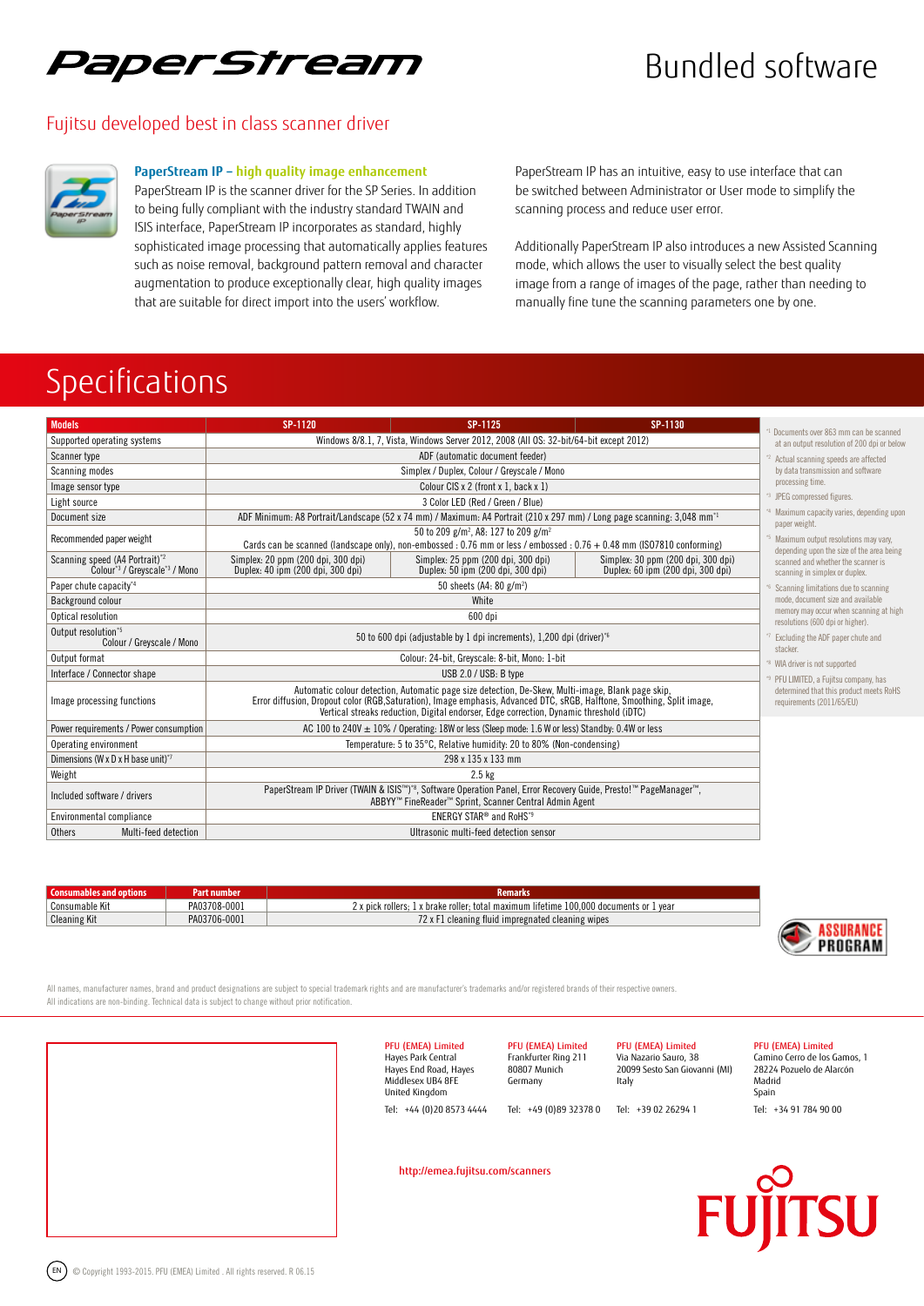# Bundled software

PaperStream

## Fujitsu developed best in class scanner driver

### PaperStream IP – high quality image enhancement

PaperStream IP is the scanner driver for the SP Series. In addition to being fully compliant with the industry standard TWAIN and ISIS interface, PaperStream IP incorporates as standard, highly sophisticated image processing that automatically applies features such as noise removal, background pattern removal and character augmentation to produce exceptionally clear, high quality images that are suitable for direct import into the users' workflow.

PaperStream IP has an intuitive, easy to use interface that can be switched between Administrator or User mode to simplify the scanning process and reduce user error.

Additionally PaperStream IP also introduces a new Assisted Scanning mode, which allows the user to visually select the best quality image from a range of images of the page, rather than needing to manually fine tune the scanning parameters one by one.

## Specifications

| Models | SP-1120 | SP-1125 | SP-1130 |
|---|---|---|---|
| Supported operating systems | Windows 8/8.1, 7, Vista, Windows Server 2012, 2008 (All OS: 32-bit/64-bit except 2012) | | |
| Scanner type | ADF (automatic document feeder) | | |
| Scanning modes | Simplex / Duplex, Colour / Greyscale / Mono | | |
| Image sensor type | Colour CIS x 2 (front x 1, back x 1) | | |
| Light source | 3 Color LED (Red / Green / Blue) | | |
| Document size | ADF Minimum: A8 Portrait/Landscape (52 x 74 mm) / Maximum: A4 Portrait (210 x 297 mm) / Long page scanning: 3,048 mm[*1] | | |
| Recommended paper weight | 50 to 209 g/m², A8: 127 to 209 g/m² Cards can be scanned (landscape only), non-embossed : 0.76 mm or less / embossed : 0.76 + 0.48 mm (ISO7810 conforming) | | |
| Scanning speed (A4 Portrait)[*2] Colour[*3] / Greyscale[*3] / Mono | Simplex: 20 ppm (200 dpi, 300 dpi) Duplex: 40 ipm (200 dpi, 300 dpi) | Simplex: 25 ppm (200 dpi, 300 dpi) Duplex: 50 ipm (200 dpi, 300 dpi) | Simplex: 30 ppm (200 dpi, 300 dpi) Duplex: 60 ipm (200 dpi, 300 dpi) |
| Paper chute capacity[*4] | 50 sheets (A4: 80 g/m²) | | |
| Background colour | White | | |
| Optical resolution | 600 dpi | | |
| Output resolution[*5] Colour / Greyscale / Mono | 50 to 600 dpi (adjustable by 1 dpi increments), 1,200 dpi (driver)[*6] | | |
| Output format | Colour: 24-bit, Greyscale: 8-bit, Mono: 1-bit | | |
| Interface / Connector shape | USB 2.0 / USB: B type | | |
| Image processing functions | Automatic colour detection, Automatic page size detection, De-Skew, Multi-image, Blank page skip, Error diffusion, Dropout color (RGB,Saturation), Image emphasis, Advanced DTC, sRGB, Halftone, Smoothing, Split image, Vertical streaks reduction, Digital endorser, Edge correction, Dynamic threshold (iDTC) | | |
| Power requirements / Power consumption | AC 100 to 240V ± 10% / Operating: 18W or less (Sleep mode: 1.6 W or less) Standby: 0.4W or less | | |
| Operating environment | Temperature: 5 to 35°C, Relative humidity: 20 to 80% (Non-condensing) | | |
| Dimensions (W x D x H base unit)[*7] | 298 x 135 x 133 mm | | |
| Weight | 2.5 kg | | |
| Included software / drivers | PaperStream IP Driver (TWAIN & ISIS™)[*8], Software Operation Panel, Error Recovery Guide, Presto!™ PageManager™, ABBYY™ FineReader™ Sprint, Scanner Central Admin Agent | | |
| Environmental compliance | ENERGY STAR® and RoHS[*9] | | |
| Others Multi-feed detection | Ultrasonic multi-feed detection sensor | | |

[*1] Documents over 863 mm can be scanned at an output resolution of 200 dpi or below
[*2] Actual scanning speeds are affected by data transmission and software processing time.
[*3] JPEG compressed figures.
[*4] Maximum capacity varies, depending upon paper weight.
[*5] Maximum output resolutions may vary, depending upon the size of the area being scanned and whether the scanner is scanning in simplex or duplex.
[*6] Scanning limitations due to scanning mode, document size and available memory may occur when scanning at high resolutions (600 dpi or higher).
[*7] Excluding the ADF paper chute and stacker.
[*8] WIA driver is not supported
[*9] PFU LIMITED, a Fujitsu company, has determined that this product meets RoHS requirements (2011/65/EU)

| Consumables and options | Part number | Remarks |
|---|---|---|
| Consumable Kit | PA03708-0001 | 2 x pick rollers; 1 x brake roller; total maximum lifetime 100,000 documents or 1 year |
| Cleaning Kit | PA03706-0001 | 72 x F1 cleaning fluid impregnated cleaning wipes |

ASSURANCE PROGRAM

All names, manufacturer names, brand and product designations are subject to special trademark rights and are manufacturer's trademarks and/or registered brands of their respective owners.
All indications are non-binding. Technical data is subject to change without prior notification.

**PFU (EMEA) Limited**
Hayes Park Central
Hayes End Road, Hayes
Middlesex UB4 8FE
United Kingdom
Tel: +44 (0)20 8573 4444

**PFU (EMEA) Limited**
Frankfurter Ring 211
80807 Munich
Germany
Tel: +49 (0)89 32378 0

**PFU (EMEA) Limited**
Via Nazario Sauro, 38
20099 Sesto San Giovanni (MI)
Italy
Tel: +39 02 26294 1

**PFU (EMEA) Limited**
Camino Cerro de los Gamos, 1
28224 Pozuelo de Alarcón
Madrid
Spain
Tel: +34 91 784 90 00

http://emea.fujitsu.com/scanners

FUJITSU

EN © Copyright 1993-2015. PFU (EMEA) Limited . All rights reserved. R 06.15